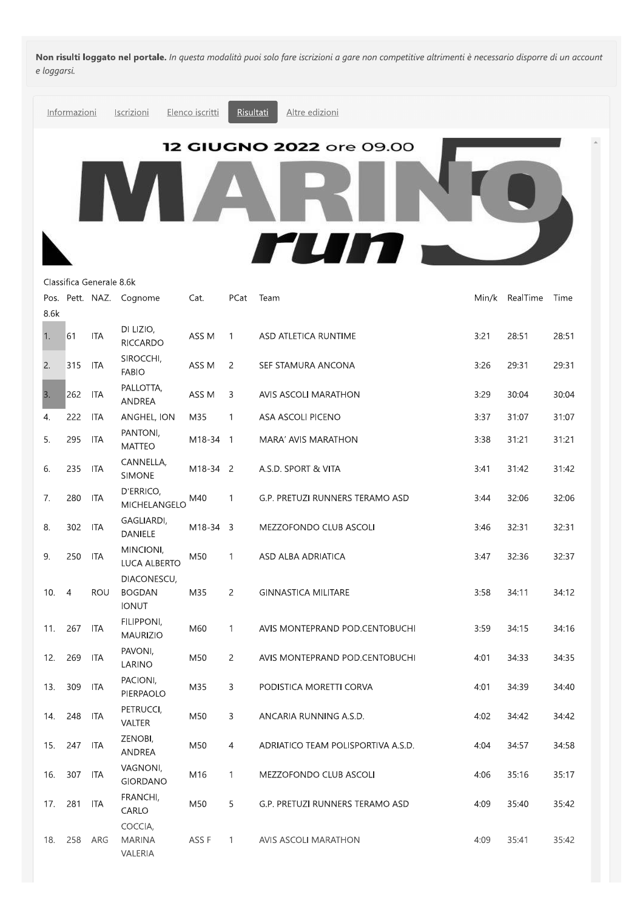**Non risulti loggato nel portale.** *In questa modalità puoi solo fare iscrizioni a gare non competitive altrimenti è necessario disporre di un account e loggarsi.*

Informazioni | Iscrizioni | Elenco iscritti | Risultati | Altre edizioni

12 GIUGNO 2022 ore 09.00

MARINO run 5

Classifica Generale 8.6k

| Pos. 8.6k | Pett. | NAZ. | Cognome | Cat. | PCat | Team | Min/k | RealTime | Time |
|---|---|---|---|---|---|---|---|---|---|
| 1. | 61 | ITA | DI LIZIO, RICCARDO | ASS M | 1 | ASD ATLETICA RUNTIME | 3:21 | 28:51 | 28:51 |
| 2. | 315 | ITA | SIROCCHI, FABIO | ASS M | 2 | SEF STAMURA ANCONA | 3:26 | 29:31 | 29:31 |
| 3. | 262 | ITA | PALLOTTA, ANDREA | ASS M | 3 | AVIS ASCOLI MARATHON | 3:29 | 30:04 | 30:04 |
| 4. | 222 | ITA | ANGHEL, ION | M35 | 1 | ASA ASCOLI PICENO | 3:37 | 31:07 | 31:07 |
| 5. | 295 | ITA | PANTONI, MATTEO | M18-34 | 1 | MARA' AVIS MARATHON | 3:38 | 31:21 | 31:21 |
| 6. | 235 | ITA | CANNELLA, SIMONE | M18-34 | 2 | A.S.D. SPORT & VITA | 3:41 | 31:42 | 31:42 |
| 7. | 280 | ITA | D'ERRICO, MICHELANGELO | M40 | 1 | G.P. PRETUZI RUNNERS TERAMO ASD | 3:44 | 32:06 | 32:06 |
| 8. | 302 | ITA | GAGLIARDI, DANIELE | M18-34 | 3 | MEZZOFONDO CLUB ASCOLI | 3:46 | 32:31 | 32:31 |
| 9. | 250 | ITA | MINCIONI, LUCA ALBERTO | M50 | 1 | ASD ALBA ADRIATICA | 3:47 | 32:36 | 32:37 |
| 10. | 4 | ROU | DIACONESCU, BOGDAN IONUT | M35 | 2 | GINNASTICA MILITARE | 3:58 | 34:11 | 34:12 |
| 11. | 267 | ITA | FILIPPONI, MAURIZIO | M60 | 1 | AVIS MONTEPRAND POD.CENTOBUCHI | 3:59 | 34:15 | 34:16 |
| 12. | 269 | ITA | PAVONI, LARINO | M50 | 2 | AVIS MONTEPRAND POD.CENTOBUCHI | 4:01 | 34:33 | 34:35 |
| 13. | 309 | ITA | PACIONI, PIERPAOLO | M35 | 3 | PODISTICA MORETTI CORVA | 4:01 | 34:39 | 34:40 |
| 14. | 248 | ITA | PETRUCCI, VALTER | M50 | 3 | ANCARIA RUNNING A.S.D. | 4:02 | 34:42 | 34:42 |
| 15. | 247 | ITA | ZENOBI, ANDREA | M50 | 4 | ADRIATICO TEAM POLISPORTIVA A.S.D. | 4:04 | 34:57 | 34:58 |
| 16. | 307 | ITA | VAGNONI, GIORDANO | M16 | 1 | MEZZOFONDO CLUB ASCOLI | 4:06 | 35:16 | 35:17 |
| 17. | 281 | ITA | FRANCHI, CARLO | M50 | 5 | G.P. PRETUZI RUNNERS TERAMO ASD | 4:09 | 35:40 | 35:42 |
| 18. | 258 | ARG | COCCIA, MARINA VALERIA | ASS F | 1 | AVIS ASCOLI MARATHON | 4:09 | 35:41 | 35:42 |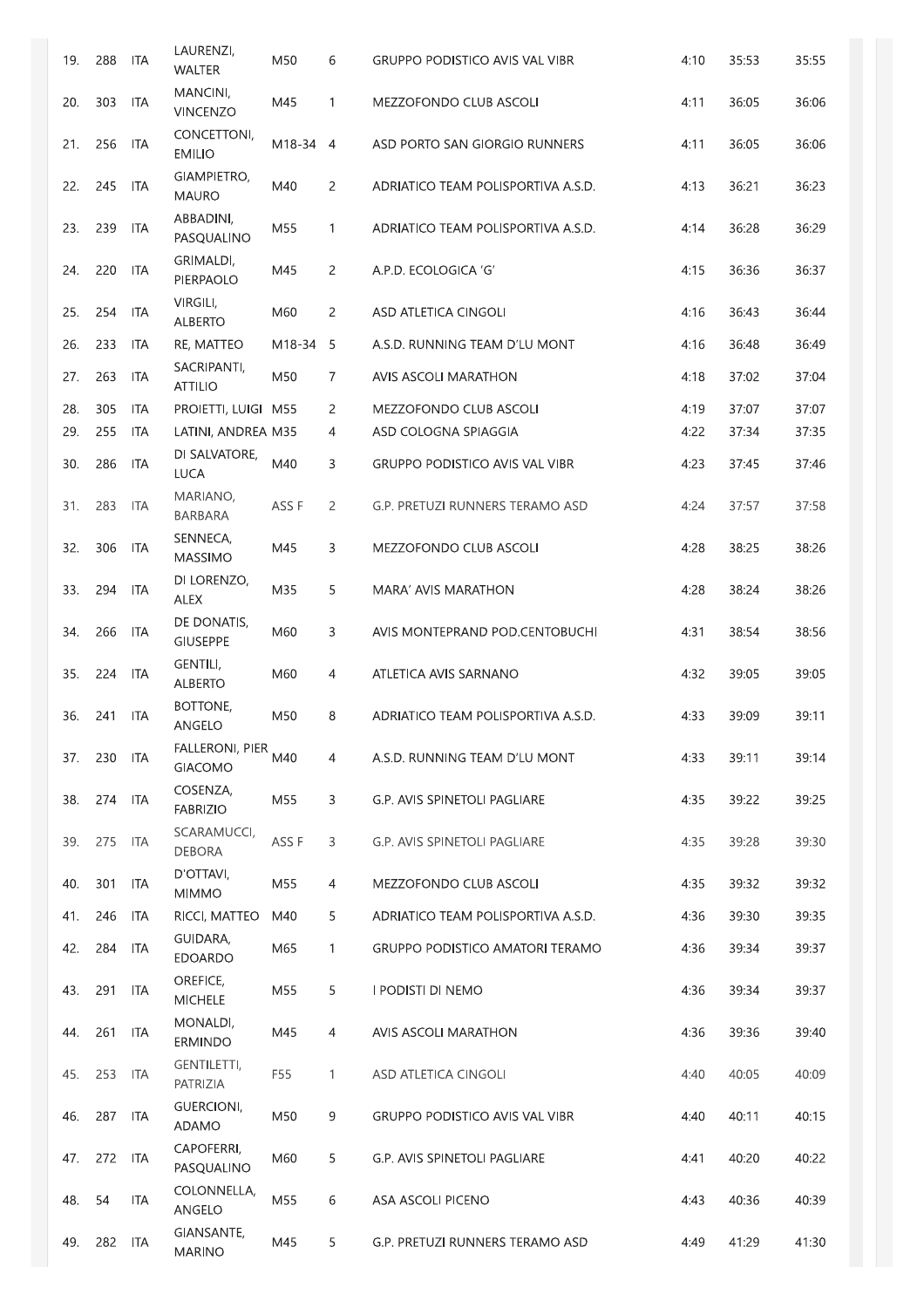| | | | | | | | | | |
|---|---|---|---|---|---|---|---|---|---|
| 19. | 288 | ITA | LAURENZI, WALTER | M50 | 6 | GRUPPO PODISTICO AVIS VAL VIBR | 4:10 | 35:53 | 35:55 |
| 20. | 303 | ITA | MANCINI, VINCENZO | M45 | 1 | MEZZOFONDO CLUB ASCOLI | 4:11 | 36:05 | 36:06 |
| 21. | 256 | ITA | CONCETTONI, EMILIO | M18-34 | 4 | ASD PORTO SAN GIORGIO RUNNERS | 4:11 | 36:05 | 36:06 |
| 22. | 245 | ITA | GIAMPIETRO, MAURO | M40 | 2 | ADRIATICO TEAM POLISPORTIVA A.S.D. | 4:13 | 36:21 | 36:23 |
| 23. | 239 | ITA | ABBADINI, PASQUALINO | M55 | 1 | ADRIATICO TEAM POLISPORTIVA A.S.D. | 4:14 | 36:28 | 36:29 |
| 24. | 220 | ITA | GRIMALDI, PIERPAOLO | M45 | 2 | A.P.D. ECOLOGICA 'G' | 4:15 | 36:36 | 36:37 |
| 25. | 254 | ITA | VIRGILI, ALBERTO | M60 | 2 | ASD ATLETICA CINGOLI | 4:16 | 36:43 | 36:44 |
| 26. | 233 | ITA | RE, MATTEO | M18-34 | 5 | A.S.D. RUNNING TEAM D'LU MONT | 4:16 | 36:48 | 36:49 |
| 27. | 263 | ITA | SACRIPANTI, ATTILIO | M50 | 7 | AVIS ASCOLI MARATHON | 4:18 | 37:02 | 37:04 |
| 28. | 305 | ITA | PROIETTI, LUIGI | M55 | 2 | MEZZOFONDO CLUB ASCOLI | 4:19 | 37:07 | 37:07 |
| 29. | 255 | ITA | LATINI, ANDREA | M35 | 4 | ASD COLOGNA SPIAGGIA | 4:22 | 37:34 | 37:35 |
| 30. | 286 | ITA | DI SALVATORE, LUCA | M40 | 3 | GRUPPO PODISTICO AVIS VAL VIBR | 4:23 | 37:45 | 37:46 |
| 31. | 283 | ITA | MARIANO, BARBARA | ASS F | 2 | G.P. PRETUZI RUNNERS TERAMO ASD | 4:24 | 37:57 | 37:58 |
| 32. | 306 | ITA | SENNECA, MASSIMO | M45 | 3 | MEZZOFONDO CLUB ASCOLI | 4:28 | 38:25 | 38:26 |
| 33. | 294 | ITA | DI LORENZO, ALEX | M35 | 5 | MARA' AVIS MARATHON | 4:28 | 38:24 | 38:26 |
| 34. | 266 | ITA | DE DONATIS, GIUSEPPE | M60 | 3 | AVIS MONTEPRAND POD.CENTOBUCHI | 4:31 | 38:54 | 38:56 |
| 35. | 224 | ITA | GENTILI, ALBERTO | M60 | 4 | ATLETICA AVIS SARNANO | 4:32 | 39:05 | 39:05 |
| 36. | 241 | ITA | BOTTONE, ANGELO | M50 | 8 | ADRIATICO TEAM POLISPORTIVA A.S.D. | 4:33 | 39:09 | 39:11 |
| 37. | 230 | ITA | FALLERONI, PIER GIACOMO | M40 | 4 | A.S.D. RUNNING TEAM D'LU MONT | 4:33 | 39:11 | 39:14 |
| 38. | 274 | ITA | COSENZA, FABRIZIO | M55 | 3 | G.P. AVIS SPINETOLI PAGLIARE | 4:35 | 39:22 | 39:25 |
| 39. | 275 | ITA | SCARAMUCCI, DEBORA | ASS F | 3 | G.P. AVIS SPINETOLI PAGLIARE | 4:35 | 39:28 | 39:30 |
| 40. | 301 | ITA | D'OTTAVI, MIMMO | M55 | 4 | MEZZOFONDO CLUB ASCOLI | 4:35 | 39:32 | 39:32 |
| 41. | 246 | ITA | RICCI, MATTEO | M40 | 5 | ADRIATICO TEAM POLISPORTIVA A.S.D. | 4:36 | 39:30 | 39:35 |
| 42. | 284 | ITA | GUIDARA, EDOARDO | M65 | 1 | GRUPPO PODISTICO AMATORI TERAMO | 4:36 | 39:34 | 39:37 |
| 43. | 291 | ITA | OREFICE, MICHELE | M55 | 5 | I PODISTI DI NEMO | 4:36 | 39:34 | 39:37 |
| 44. | 261 | ITA | MONALDI, ERMINDO | M45 | 4 | AVIS ASCOLI MARATHON | 4:36 | 39:36 | 39:40 |
| 45. | 253 | ITA | GENTILETTI, PATRIZIA | F55 | 1 | ASD ATLETICA CINGOLI | 4:40 | 40:05 | 40:09 |
| 46. | 287 | ITA | GUERCIONI, ADAMO | M50 | 9 | GRUPPO PODISTICO AVIS VAL VIBR | 4:40 | 40:11 | 40:15 |
| 47. | 272 | ITA | CAPOFERRI, PASQUALINO | M60 | 5 | G.P. AVIS SPINETOLI PAGLIARE | 4:41 | 40:20 | 40:22 |
| 48. | 54 | ITA | COLONNELLA, ANGELO | M55 | 6 | ASA ASCOLI PICENO | 4:43 | 40:36 | 40:39 |
| 49. | 282 | ITA | GIANSANTE, MARINO | M45 | 5 | G.P. PRETUZI RUNNERS TERAMO ASD | 4:49 | 41:29 | 41:30 |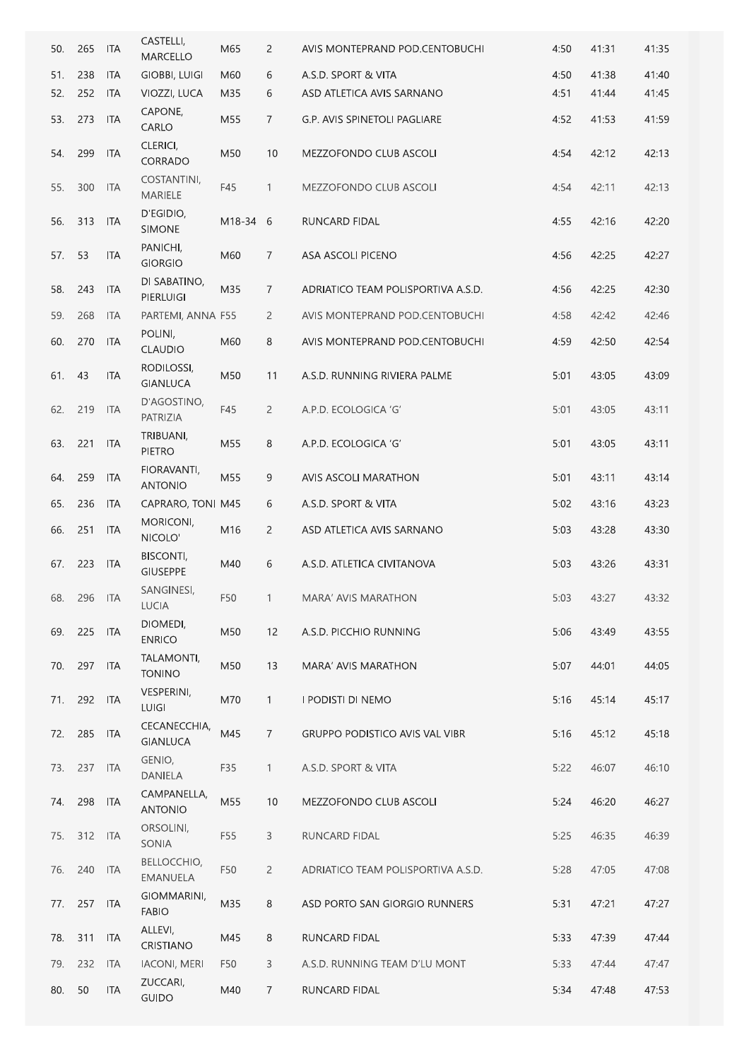| | | | | | | | | | |
|---|---|---|---|---|---|---|---|---|---|
| 50. | 265 | ITA | CASTELLI, MARCELLO | M65 | 2 | AVIS MONTEPRAND POD.CENTOBUCHI | 4:50 | 41:31 | 41:35 |
| 51. | 238 | ITA | GIOBBI, LUIGI | M60 | 6 | A.S.D. SPORT & VITA | 4:50 | 41:38 | 41:40 |
| 52. | 252 | ITA | VIOZZI, LUCA | M35 | 6 | ASD ATLETICA AVIS SARNANO | 4:51 | 41:44 | 41:45 |
| 53. | 273 | ITA | CAPONE, CARLO | M55 | 7 | G.P. AVIS SPINETOLI PAGLIARE | 4:52 | 41:53 | 41:59 |
| 54. | 299 | ITA | CLERICI, CORRADO | M50 | 10 | MEZZOFONDO CLUB ASCOLI | 4:54 | 42:12 | 42:13 |
| 55. | 300 | ITA | COSTANTINI, MARIELE | F45 | 1 | MEZZOFONDO CLUB ASCOLI | 4:54 | 42:11 | 42:13 |
| 56. | 313 | ITA | D'EGIDIO, SIMONE | M18-34 | 6 | RUNCARD FIDAL | 4:55 | 42:16 | 42:20 |
| 57. | 53 | ITA | PANICHI, GIORGIO | M60 | 7 | ASA ASCOLI PICENO | 4:56 | 42:25 | 42:27 |
| 58. | 243 | ITA | DI SABATINO, PIERLUIGI | M35 | 7 | ADRIATICO TEAM POLISPORTIVA A.S.D. | 4:56 | 42:25 | 42:30 |
| 59. | 268 | ITA | PARTEMI, ANNA | F55 | 2 | AVIS MONTEPRAND POD.CENTOBUCHI | 4:58 | 42:42 | 42:46 |
| 60. | 270 | ITA | POLINI, CLAUDIO | M60 | 8 | AVIS MONTEPRAND POD.CENTOBUCHI | 4:59 | 42:50 | 42:54 |
| 61. | 43 | ITA | RODILOSSI, GIANLUCA | M50 | 11 | A.S.D. RUNNING RIVIERA PALME | 5:01 | 43:05 | 43:09 |
| 62. | 219 | ITA | D'AGOSTINO, PATRIZIA | F45 | 2 | A.P.D. ECOLOGICA 'G' | 5:01 | 43:05 | 43:11 |
| 63. | 221 | ITA | TRIBUANI, PIETRO | M55 | 8 | A.P.D. ECOLOGICA 'G' | 5:01 | 43:05 | 43:11 |
| 64. | 259 | ITA | FIORAVANTI, ANTONIO | M55 | 9 | AVIS ASCOLI MARATHON | 5:01 | 43:11 | 43:14 |
| 65. | 236 | ITA | CAPRARO, TONI | M45 | 6 | A.S.D. SPORT & VITA | 5:02 | 43:16 | 43:23 |
| 66. | 251 | ITA | MORICONI, NICOLO' | M16 | 2 | ASD ATLETICA AVIS SARNANO | 5:03 | 43:28 | 43:30 |
| 67. | 223 | ITA | BISCONTI, GIUSEPPE | M40 | 6 | A.S.D. ATLETICA CIVITANOVA | 5:03 | 43:26 | 43:31 |
| 68. | 296 | ITA | SANGINESI, LUCIA | F50 | 1 | MARA' AVIS MARATHON | 5:03 | 43:27 | 43:32 |
| 69. | 225 | ITA | DIOMEDI, ENRICO | M50 | 12 | A.S.D. PICCHIO RUNNING | 5:06 | 43:49 | 43:55 |
| 70. | 297 | ITA | TALAMONTI, TONINO | M50 | 13 | MARA' AVIS MARATHON | 5:07 | 44:01 | 44:05 |
| 71. | 292 | ITA | VESPERINI, LUIGI | M70 | 1 | I PODISTI DI NEMO | 5:16 | 45:14 | 45:17 |
| 72. | 285 | ITA | CECANECCHIA, GIANLUCA | M45 | 7 | GRUPPO PODISTICO AVIS VAL VIBR | 5:16 | 45:12 | 45:18 |
| 73. | 237 | ITA | GENIO, DANIELA | F35 | 1 | A.S.D. SPORT & VITA | 5:22 | 46:07 | 46:10 |
| 74. | 298 | ITA | CAMPANELLA, ANTONIO | M55 | 10 | MEZZOFONDO CLUB ASCOLI | 5:24 | 46:20 | 46:27 |
| 75. | 312 | ITA | ORSOLINI, SONIA | F55 | 3 | RUNCARD FIDAL | 5:25 | 46:35 | 46:39 |
| 76. | 240 | ITA | BELLOCCHIO, EMANUELA | F50 | 2 | ADRIATICO TEAM POLISPORTIVA A.S.D. | 5:28 | 47:05 | 47:08 |
| 77. | 257 | ITA | GIOMMARINI, FABIO | M35 | 8 | ASD PORTO SAN GIORGIO RUNNERS | 5:31 | 47:21 | 47:27 |
| 78. | 311 | ITA | ALLEVI, CRISTIANO | M45 | 8 | RUNCARD FIDAL | 5:33 | 47:39 | 47:44 |
| 79. | 232 | ITA | IACONI, MERI | F50 | 3 | A.S.D. RUNNING TEAM D'LU MONT | 5:33 | 47:44 | 47:47 |
| 80. | 50 | ITA | ZUCCARI, GUIDO | M40 | 7 | RUNCARD FIDAL | 5:34 | 47:48 | 47:53 |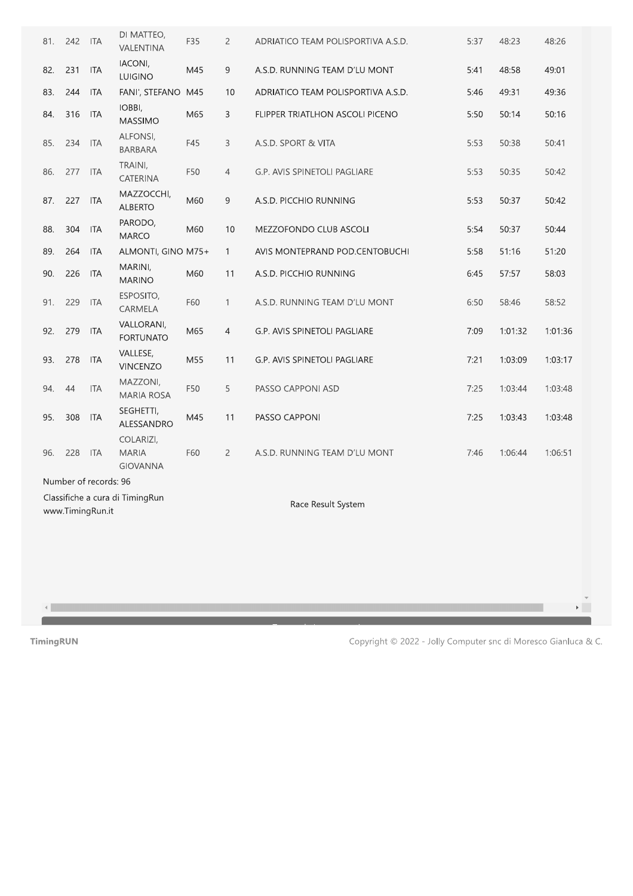| | | | | | | | | | |
|---|---|---|---|---|---|---|---|---|---|
| 81. | 242 | ITA | DI MATTEO, VALENTINA | F35 | 2 | ADRIATICO TEAM POLISPORTIVA A.S.D. | 5:37 | 48:23 | 48:26 |
| 82. | 231 | ITA | IACONI, LUIGINO | M45 | 9 | A.S.D. RUNNING TEAM D'LU MONT | 5:41 | 48:58 | 49:01 |
| 83. | 244 | ITA | FANI', STEFANO | M45 | 10 | ADRIATICO TEAM POLISPORTIVA A.S.D. | 5:46 | 49:31 | 49:36 |
| 84. | 316 | ITA | IOBBI, MASSIMO | M65 | 3 | FLIPPER TRIATLHON ASCOLI PICENO | 5:50 | 50:14 | 50:16 |
| 85. | 234 | ITA | ALFONSI, BARBARA | F45 | 3 | A.S.D. SPORT & VITA | 5:53 | 50:38 | 50:41 |
| 86. | 277 | ITA | TRAINI, CATERINA | F50 | 4 | G.P. AVIS SPINETOLI PAGLIARE | 5:53 | 50:35 | 50:42 |
| 87. | 227 | ITA | MAZZOCCHI, ALBERTO | M60 | 9 | A.S.D. PICCHIO RUNNING | 5:53 | 50:37 | 50:42 |
| 88. | 304 | ITA | PARODO, MARCO | M60 | 10 | MEZZOFONDO CLUB ASCOLI | 5:54 | 50:37 | 50:44 |
| 89. | 264 | ITA | ALMONTI, GINO | M75+ | 1 | AVIS MONTEPRAND POD.CENTOBUCHI | 5:58 | 51:16 | 51:20 |
| 90. | 226 | ITA | MARINI, MARINO | M60 | 11 | A.S.D. PICCHIO RUNNING | 6:45 | 57:57 | 58:03 |
| 91. | 229 | ITA | ESPOSITO, CARMELA | F60 | 1 | A.S.D. RUNNING TEAM D'LU MONT | 6:50 | 58:46 | 58:52 |
| 92. | 279 | ITA | VALLORANI, FORTUNATO | M65 | 4 | G.P. AVIS SPINETOLI PAGLIARE | 7:09 | 1:01:32 | 1:01:36 |
| 93. | 278 | ITA | VALLESE, VINCENZO | M55 | 11 | G.P. AVIS SPINETOLI PAGLIARE | 7:21 | 1:03:09 | 1:03:17 |
| 94. | 44 | ITA | MAZZONI, MARIA ROSA | F50 | 5 | PASSO CAPPONI ASD | 7:25 | 1:03:44 | 1:03:48 |
| 95. | 308 | ITA | SEGHETTI, ALESSANDRO | M45 | 11 | PASSO CAPPONI | 7:25 | 1:03:43 | 1:03:48 |
| 96. | 228 | ITA | COLARIZI, MARIA GIOVANNA | F60 | 2 | A.S.D. RUNNING TEAM D'LU MONT | 7:46 | 1:06:44 | 1:06:51 |

Number of records: 96

Classifiche a cura di TimingRun
www.TimingRun.it

Race Result System

TimingRUN

Copyright © 2022 - Jolly Computer snc di Moresco Gianluca & C.